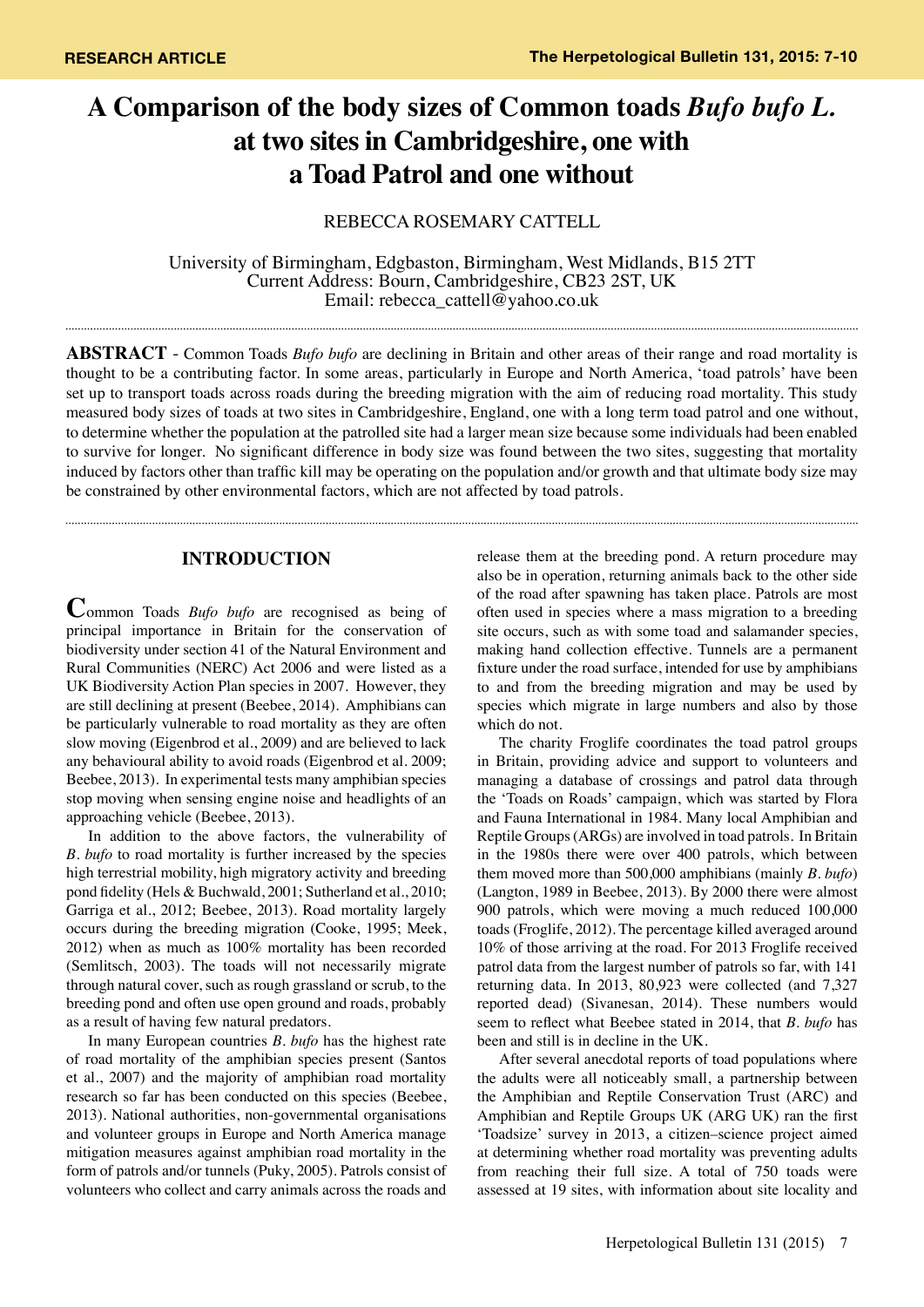RESEARCH ARTICLE

# A Comparison of the body sizes of Common toads *Bufo bufo L.* at two sites in Cambridgeshire, one with a Toad Patrol and one without

REBECCA ROSEMARY CATTELL

University of Birmingham, Edgbaston, Birmingham, West Midlands, B15 2TT
Current Address: Bourn, Cambridgeshire, CB23 2ST, UK
Email: rebecca_cattell@yahoo.co.uk

**ABSTRACT** - Common Toads *Bufo bufo* are declining in Britain and other areas of their range and road mortality is thought to be a contributing factor. In some areas, particularly in Europe and North America, 'toad patrols' have been set up to transport toads across roads during the breeding migration with the aim of reducing road mortality. This study measured body sizes of toads at two sites in Cambridgeshire, England, one with a long term toad patrol and one without, to determine whether the population at the patrolled site had a larger mean size because some individuals had been enabled to survive for longer. No significant difference in body size was found between the two sites, suggesting that mortality induced by factors other than traffic kill may be operating on the population and/or growth and that ultimate body size may be constrained by other environmental factors, which are not affected by toad patrols.

## INTRODUCTION

Common Toads *Bufo bufo* are recognised as being of principal importance in Britain for the conservation of biodiversity under section 41 of the Natural Environment and Rural Communities (NERC) Act 2006 and were listed as a UK Biodiversity Action Plan species in 2007. However, they are still declining at present (Beebee, 2014). Amphibians can be particularly vulnerable to road mortality as they are often slow moving (Eigenbrod et al., 2009) and are believed to lack any behavioural ability to avoid roads (Eigenbrod et al. 2009; Beebee, 2013). In experimental tests many amphibian species stop moving when sensing engine noise and headlights of an approaching vehicle (Beebee, 2013).

In addition to the above factors, the vulnerability of *B. bufo* to road mortality is further increased by the species high terrestrial mobility, high migratory activity and breeding pond fidelity (Hels & Buchwald, 2001; Sutherland et al., 2010; Garriga et al., 2012; Beebee, 2013). Road mortality largely occurs during the breeding migration (Cooke, 1995; Meek, 2012) when as much as 100% mortality has been recorded (Semlitsch, 2003). The toads will not necessarily migrate through natural cover, such as rough grassland or scrub, to the breeding pond and often use open ground and roads, probably as a result of having few natural predators.

In many European countries *B. bufo* has the highest rate of road mortality of the amphibian species present (Santos et al., 2007) and the majority of amphibian road mortality research so far has been conducted on this species (Beebee, 2013). National authorities, non-governmental organisations and volunteer groups in Europe and North America manage mitigation measures against amphibian road mortality in the form of patrols and/or tunnels (Puky, 2005). Patrols consist of volunteers who collect and carry animals across the roads and release them at the breeding pond. A return procedure may also be in operation, returning animals back to the other side of the road after spawning has taken place. Patrols are most often used in species where a mass migration to a breeding site occurs, such as with some toad and salamander species, making hand collection effective. Tunnels are a permanent fixture under the road surface, intended for use by amphibians to and from the breeding migration and may be used by species which migrate in large numbers and also by those which do not.

The charity Froglife coordinates the toad patrol groups in Britain, providing advice and support to volunteers and managing a database of crossings and patrol data through the 'Toads on Roads' campaign, which was started by Flora and Fauna International in 1984. Many local Amphibian and Reptile Groups (ARGs) are involved in toad patrols. In Britain in the 1980s there were over 400 patrols, which between them moved more than 500,000 amphibians (mainly *B. bufo*) (Langton, 1989 in Beebee, 2013). By 2000 there were almost 900 patrols, which were moving a much reduced 100,000 toads (Froglife, 2012). The percentage killed averaged around 10% of those arriving at the road. For 2013 Froglife received patrol data from the largest number of patrols so far, with 141 returning data. In 2013, 80,923 were collected (and 7,327 reported dead) (Sivanesan, 2014). These numbers would seem to reflect what Beebee stated in 2014, that *B. bufo* has been and still is in decline in the UK.

After several anecdotal reports of toad populations where the adults were all noticeably small, a partnership between the Amphibian and Reptile Conservation Trust (ARC) and Amphibian and Reptile Groups UK (ARG UK) ran the first 'Toadsize' survey in 2013, a citizen–science project aimed at determining whether road mortality was preventing adults from reaching their full size. A total of 750 toads were assessed at 19 sites, with information about site locality and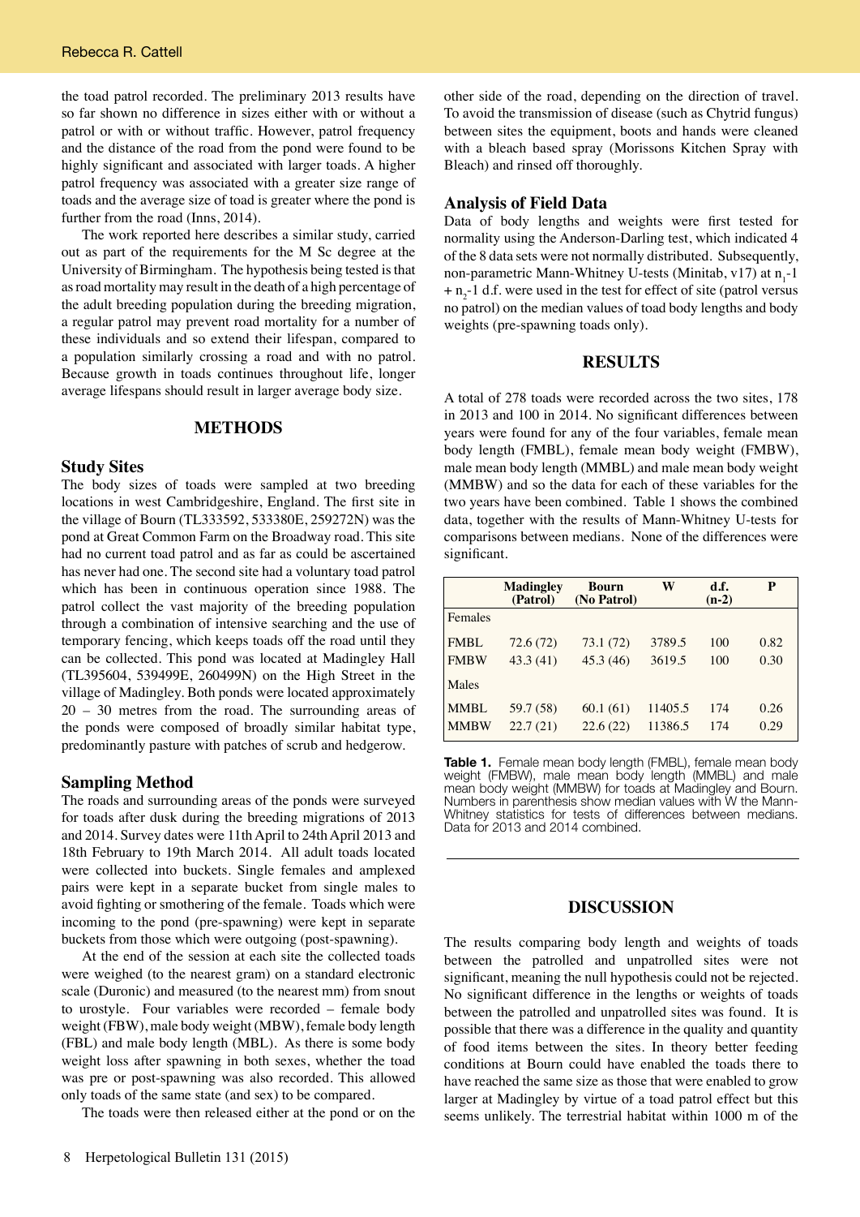the toad patrol recorded. The preliminary 2013 results have so far shown no difference in sizes either with or without a patrol or with or without traffic. However, patrol frequency and the distance of the road from the pond were found to be highly significant and associated with larger toads. A higher patrol frequency was associated with a greater size range of toads and the average size of toad is greater where the pond is further from the road (Inns, 2014).

The work reported here describes a similar study, carried out as part of the requirements for the M Sc degree at the University of Birmingham. The hypothesis being tested is that as road mortality may result in the death of a high percentage of the adult breeding population during the breeding migration, a regular patrol may prevent road mortality for a number of these individuals and so extend their lifespan, compared to a population similarly crossing a road and with no patrol. Because growth in toads continues throughout life, longer average lifespans should result in larger average body size.

## METHODS

### Study Sites

The body sizes of toads were sampled at two breeding locations in west Cambridgeshire, England. The first site in the village of Bourn (TL333592, 533380E, 259272N) was the pond at Great Common Farm on the Broadway road. This site had no current toad patrol and as far as could be ascertained has never had one. The second site had a voluntary toad patrol which has been in continuous operation since 1988. The patrol collect the vast majority of the breeding population through a combination of intensive searching and the use of temporary fencing, which keeps toads off the road until they can be collected. This pond was located at Madingley Hall (TL395604, 539499E, 260499N) on the High Street in the village of Madingley. Both ponds were located approximately 20 – 30 metres from the road. The surrounding areas of the ponds were composed of broadly similar habitat type, predominantly pasture with patches of scrub and hedgerow.

### Sampling Method

The roads and surrounding areas of the ponds were surveyed for toads after dusk during the breeding migrations of 2013 and 2014. Survey dates were 11th April to 24th April 2013 and 18th February to 19th March 2014. All adult toads located were collected into buckets. Single females and amplexed pairs were kept in a separate bucket from single males to avoid fighting or smothering of the female. Toads which were incoming to the pond (pre-spawning) were kept in separate buckets from those which were outgoing (post-spawning).

At the end of the session at each site the collected toads were weighed (to the nearest gram) on a standard electronic scale (Duronic) and measured (to the nearest mm) from snout to urostyle. Four variables were recorded – female body weight (FBW), male body weight (MBW), female body length (FBL) and male body length (MBL). As there is some body weight loss after spawning in both sexes, whether the toad was pre or post-spawning was also recorded. This allowed only toads of the same state (and sex) to be compared.

The toads were then released either at the pond or on the other side of the road, depending on the direction of travel. To avoid the transmission of disease (such as Chytrid fungus) between sites the equipment, boots and hands were cleaned with a bleach based spray (Morissons Kitchen Spray with Bleach) and rinsed off thoroughly.

### Analysis of Field Data

Data of body lengths and weights were first tested for normality using the Anderson-Darling test, which indicated 4 of the 8 data sets were not normally distributed. Subsequently, non-parametric Mann-Whitney U-tests (Minitab, v17) at $n_1$-1 + $n_2$-1 d.f. were used in the test for effect of site (patrol versus no patrol) on the median values of toad body lengths and body weights (pre-spawning toads only).

## RESULTS

A total of 278 toads were recorded across the two sites, 178 in 2013 and 100 in 2014. No significant differences between years were found for any of the four variables, female mean body length (FMBL), female mean body weight (FMBW), male mean body length (MMBL) and male mean body weight (MMBW) and so the data for each of these variables for the two years have been combined. Table 1 shows the combined data, together with the results of Mann-Whitney U-tests for comparisons between medians. None of the differences were significant.

| | Madingley (Patrol) | Bourn (No Patrol) | W | d.f. (n-2) | P |
|---|---|---|---|---|---|
| Females | | | | | |
| FMBL | 72.6 (72) | 73.1 (72) | 3789.5 | 100 | 0.82 |
| FMBW | 43.3 (41) | 45.3 (46) | 3619.5 | 100 | 0.30 |
| Males | | | | | |
| MMBL | 59.7 (58) | 60.1 (61) | 11405.5 | 174 | 0.26 |
| MMBW | 22.7 (21) | 22.6 (22) | 11386.5 | 174 | 0.29 |

**Table 1.** Female mean body length (FMBL), female mean body weight (FMBW), male mean body length (MMBL) and male mean body weight (MMBW) for toads at Madingley and Bourn. Numbers in parenthesis show median values with W the Mann-Whitney statistics for tests of differences between medians. Data for 2013 and 2014 combined.

## DISCUSSION

The results comparing body length and weights of toads between the patrolled and unpatrolled sites were not significant, meaning the null hypothesis could not be rejected. No significant difference in the lengths or weights of toads between the patrolled and unpatrolled sites was found. It is possible that there was a difference in the quality and quantity of food items between the sites. In theory better feeding conditions at Bourn could have enabled the toads there to have reached the same size as those that were enabled to grow larger at Madingley by virtue of a toad patrol effect but this seems unlikely. The terrestrial habitat within 1000 m of the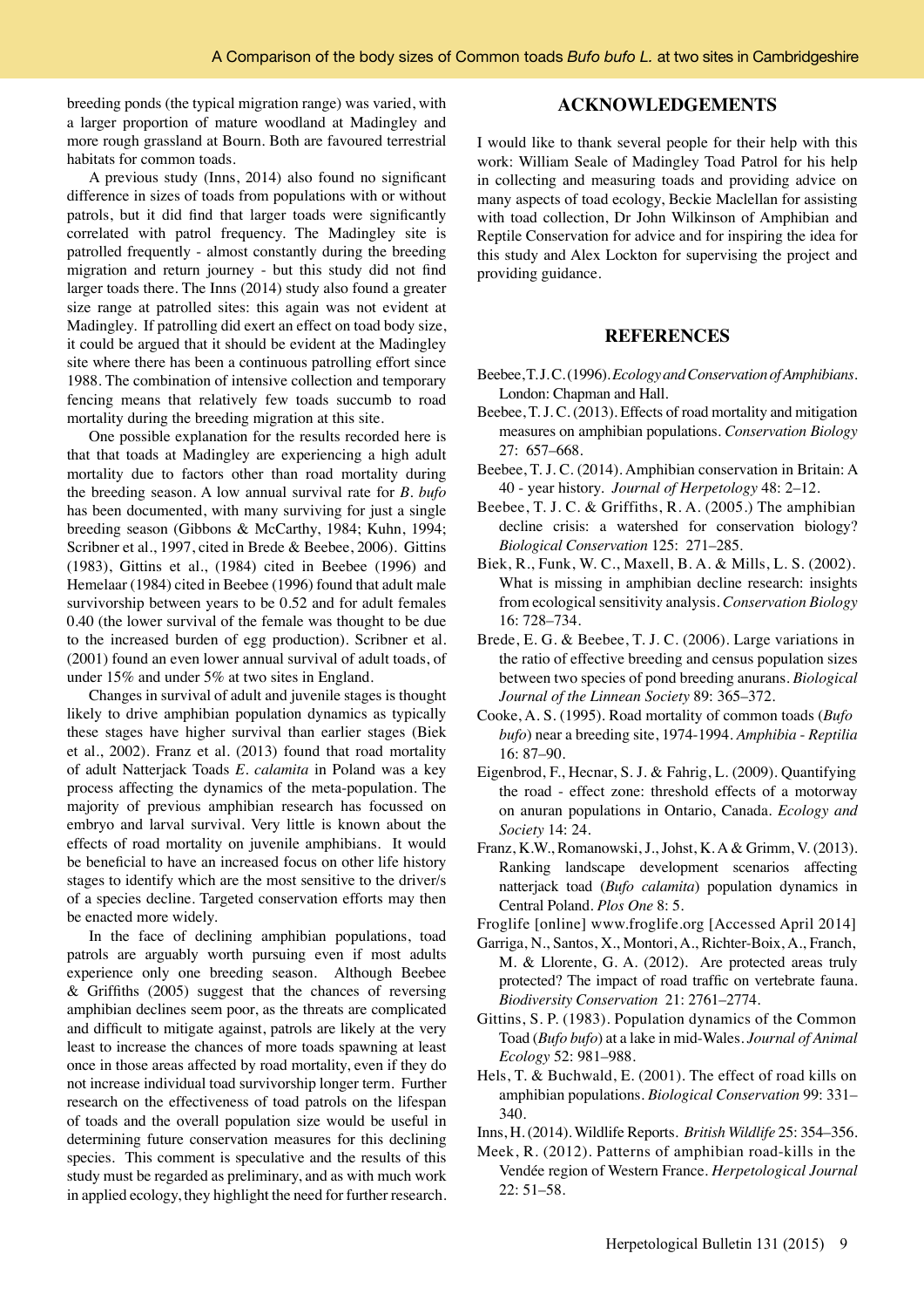breeding ponds (the typical migration range) was varied, with a larger proportion of mature woodland at Madingley and more rough grassland at Bourn. Both are favoured terrestrial habitats for common toads.

A previous study (Inns, 2014) also found no significant difference in sizes of toads from populations with or without patrols, but it did find that larger toads were significantly correlated with patrol frequency. The Madingley site is patrolled frequently - almost constantly during the breeding migration and return journey - but this study did not find larger toads there. The Inns (2014) study also found a greater size range at patrolled sites: this again was not evident at Madingley. If patrolling did exert an effect on toad body size, it could be argued that it should be evident at the Madingley site where there has been a continuous patrolling effort since 1988. The combination of intensive collection and temporary fencing means that relatively few toads succumb to road mortality during the breeding migration at this site.

One possible explanation for the results recorded here is that that toads at Madingley are experiencing a high adult mortality due to factors other than road mortality during the breeding season. A low annual survival rate for *B. bufo* has been documented, with many surviving for just a single breeding season (Gibbons & McCarthy, 1984; Kuhn, 1994; Scribner et al., 1997, cited in Brede & Beebee, 2006). Gittins (1983), Gittins et al., (1984) cited in Beebee (1996) and Hemelaar (1984) cited in Beebee (1996) found that adult male survivorship between years to be 0.52 and for adult females 0.40 (the lower survival of the female was thought to be due to the increased burden of egg production). Scribner et al. (2001) found an even lower annual survival of adult toads, of under 15% and under 5% at two sites in England.

Changes in survival of adult and juvenile stages is thought likely to drive amphibian population dynamics as typically these stages have higher survival than earlier stages (Biek et al., 2002). Franz et al. (2013) found that road mortality of adult Natterjack Toads *E. calamita* in Poland was a key process affecting the dynamics of the meta-population. The majority of previous amphibian research has focussed on embryo and larval survival. Very little is known about the effects of road mortality on juvenile amphibians. It would be beneficial to have an increased focus on other life history stages to identify which are the most sensitive to the driver/s of a species decline. Targeted conservation efforts may then be enacted more widely.

In the face of declining amphibian populations, toad patrols are arguably worth pursuing even if most adults experience only one breeding season. Although Beebee & Griffiths (2005) suggest that the chances of reversing amphibian declines seem poor, as the threats are complicated and difficult to mitigate against, patrols are likely at the very least to increase the chances of more toads spawning at least once in those areas affected by road mortality, even if they do not increase individual toad survivorship longer term. Further research on the effectiveness of toad patrols on the lifespan of toads and the overall population size would be useful in determining future conservation measures for this declining species. This comment is speculative and the results of this study must be regarded as preliminary, and as with much work in applied ecology, they highlight the need for further research.

## ACKNOWLEDGEMENTS

I would like to thank several people for their help with this work: William Seale of Madingley Toad Patrol for his help in collecting and measuring toads and providing advice on many aspects of toad ecology, Beckie Maclellan for assisting with toad collection, Dr John Wilkinson of Amphibian and Reptile Conservation for advice and for inspiring the idea for this study and Alex Lockton for supervising the project and providing guidance.

## REFERENCES

Beebee, T. J. C. (1996). *Ecology and Conservation of Amphibians*. London: Chapman and Hall.

Beebee, T. J. C. (2013). Effects of road mortality and mitigation measures on amphibian populations. *Conservation Biology* 27: 657–668.

Beebee, T. J. C. (2014). Amphibian conservation in Britain: A 40 - year history. *Journal of Herpetology* 48: 2–12.

Beebee, T. J. C. & Griffiths, R. A. (2005.) The amphibian decline crisis: a watershed for conservation biology? *Biological Conservation* 125: 271–285.

Biek, R., Funk, W. C., Maxell, B. A. & Mills, L. S. (2002). What is missing in amphibian decline research: insights from ecological sensitivity analysis. *Conservation Biology* 16: 728–734.

Brede, E. G. & Beebee, T. J. C. (2006). Large variations in the ratio of effective breeding and census population sizes between two species of pond breeding anurans. *Biological Journal of the Linnean Society* 89: 365–372.

Cooke, A. S. (1995). Road mortality of common toads (*Bufo bufo*) near a breeding site, 1974-1994. *Amphibia - Reptilia* 16: 87–90.

Eigenbrod, F., Hecnar, S. J. & Fahrig, L. (2009). Quantifying the road - effect zone: threshold effects of a motorway on anuran populations in Ontario, Canada. *Ecology and Society* 14: 24.

Franz, K.W., Romanowski, J., Johst, K. A & Grimm, V. (2013). Ranking landscape development scenarios affecting natterjack toad (*Bufo calamita*) population dynamics in Central Poland. *Plos One* 8: 5.

Froglife [online] www.froglife.org [Accessed April 2014]

Garriga, N., Santos, X., Montori, A., Richter-Boix, A., Franch, M. & Llorente, G. A. (2012). Are protected areas truly protected? The impact of road traffic on vertebrate fauna. *Biodiversity Conservation* 21: 2761–2774.

Gittins, S. P. (1983). Population dynamics of the Common Toad (*Bufo bufo*) at a lake in mid-Wales. *Journal of Animal Ecology* 52: 981–988.

Hels, T. & Buchwald, E. (2001). The effect of road kills on amphibian populations. *Biological Conservation* 99: 331–340.

Inns, H. (2014). Wildlife Reports. *British Wildlife* 25: 354–356.

Meek, R. (2012). Patterns of amphibian road-kills in the Vendée region of Western France. *Herpetological Journal* 22: 51–58.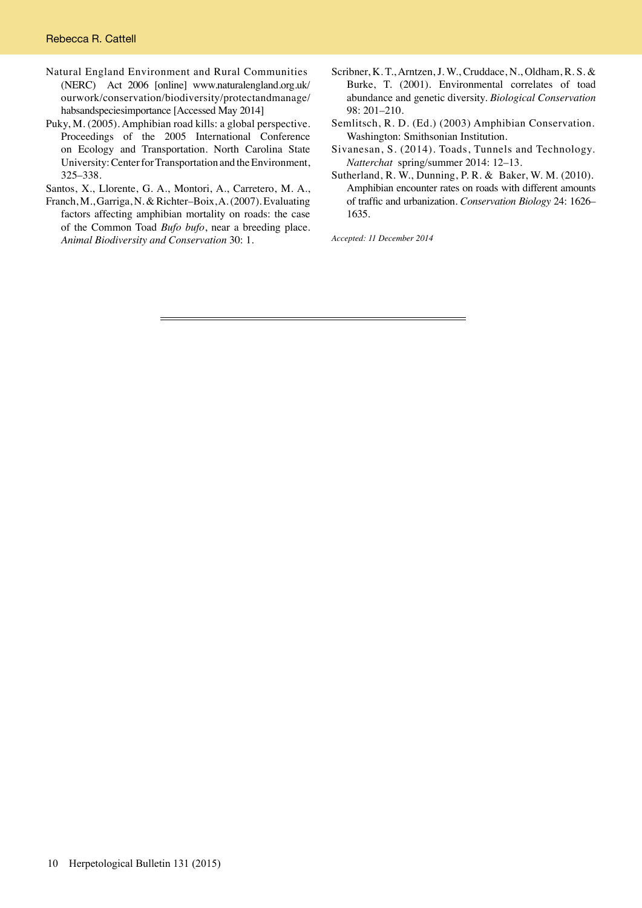Natural England Environment and Rural Communities (NERC) Act 2006 [online] www.naturalengland.org.uk/ourwork/conservation/biodiversity/protectandmanage/habsandspeciesimportance [Accessed May 2014]

Puky, M. (2005). Amphibian road kills: a global perspective. Proceedings of the 2005 International Conference on Ecology and Transportation. North Carolina State University: Center for Transportation and the Environment, 325–338.

Santos, X., Llorente, G. A., Montori, A., Carretero, M. A., Franch, M., Garriga, N. & Richter–Boix, A. (2007). Evaluating factors affecting amphibian mortality on roads: the case of the Common Toad *Bufo bufo*, near a breeding place. *Animal Biodiversity and Conservation* 30: 1.

Scribner, K. T., Arntzen, J. W., Cruddace, N., Oldham, R. S. & Burke, T. (2001). Environmental correlates of toad abundance and genetic diversity. *Biological Conservation* 98: 201–210.

Semlitsch, R. D. (Ed.) (2003) Amphibian Conservation. Washington: Smithsonian Institution.

Sivanesan, S. (2014). Toads, Tunnels and Technology. *Natterchat* spring/summer 2014: 12–13.

Sutherland, R. W., Dunning, P. R. & Baker, W. M. (2010). Amphibian encounter rates on roads with different amounts of traffic and urbanization. *Conservation Biology* 24: 1626–1635.

*Accepted: 11 December 2014*